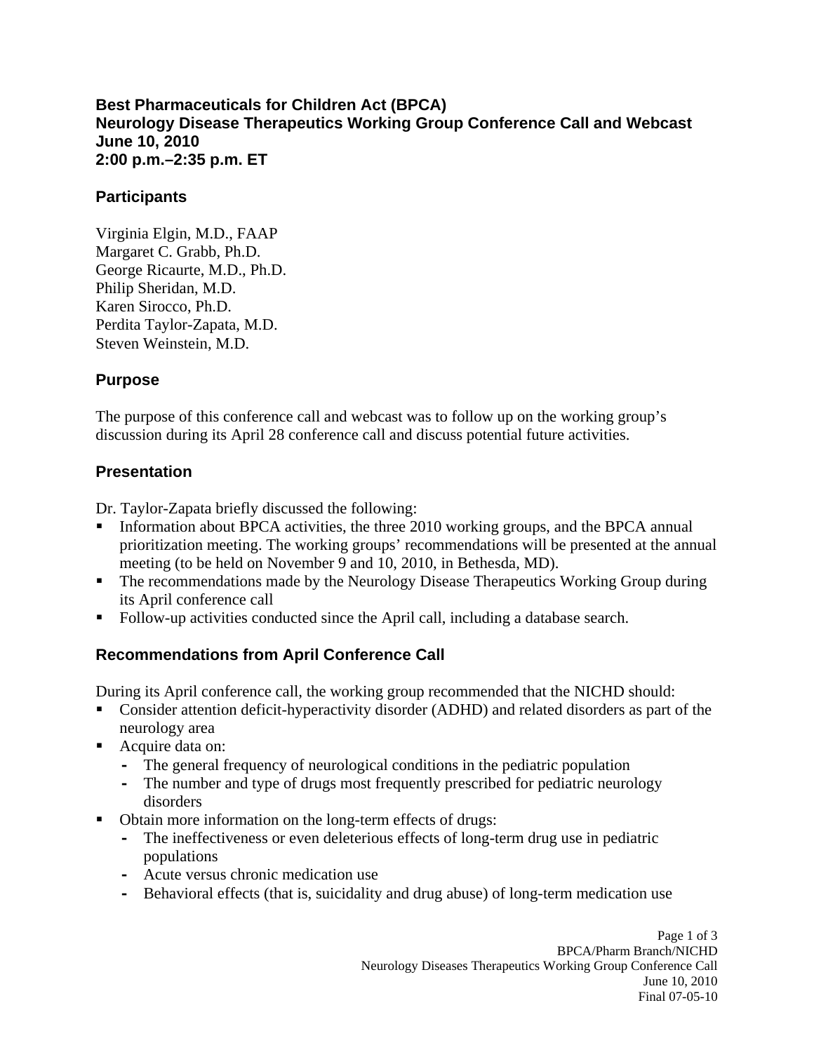# Best Pharmaceuticals for Children Act (BPCA)
# Neurology Disease Therapeutics Working Group Conference Call and Webcast
# June 10, 2010
# 2:00 p.m.–2:35 p.m. ET

## Participants

Virginia Elgin, M.D., FAAP
Margaret C. Grabb, Ph.D.
George Ricaurte, M.D., Ph.D.
Philip Sheridan, M.D.
Karen Sirocco, Ph.D.
Perdita Taylor-Zapata, M.D.
Steven Weinstein, M.D.

## Purpose

The purpose of this conference call and webcast was to follow up on the working group's discussion during its April 28 conference call and discuss potential future activities.

## Presentation

Dr. Taylor-Zapata briefly discussed the following:

- Information about BPCA activities, the three 2010 working groups, and the BPCA annual prioritization meeting. The working groups' recommendations will be presented at the annual meeting (to be held on November 9 and 10, 2010, in Bethesda, MD).
- The recommendations made by the Neurology Disease Therapeutics Working Group during its April conference call
- Follow-up activities conducted since the April call, including a database search.

## Recommendations from April Conference Call

During its April conference call, the working group recommended that the NICHD should:

- Consider attention deficit-hyperactivity disorder (ADHD) and related disorders as part of the neurology area
- Acquire data on:
  - The general frequency of neurological conditions in the pediatric population
  - The number and type of drugs most frequently prescribed for pediatric neurology disorders
- Obtain more information on the long-term effects of drugs:
  - The ineffectiveness or even deleterious effects of long-term drug use in pediatric populations
  - Acute versus chronic medication use
  - Behavioral effects (that is, suicidality and drug abuse) of long-term medication use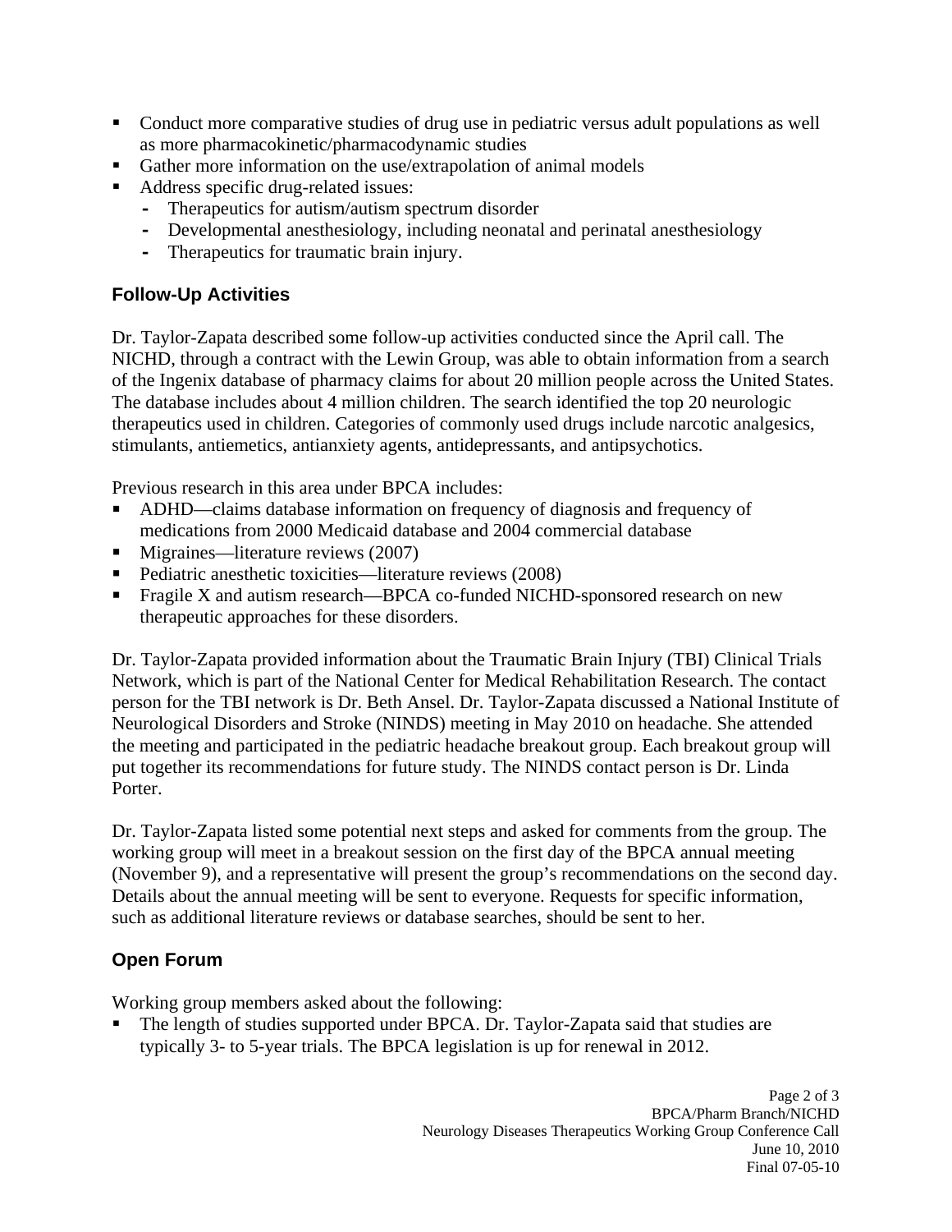- Conduct more comparative studies of drug use in pediatric versus adult populations as well as more pharmacokinetic/pharmacodynamic studies
- Gather more information on the use/extrapolation of animal models
- Address specific drug-related issues:
  - Therapeutics for autism/autism spectrum disorder
  - Developmental anesthesiology, including neonatal and perinatal anesthesiology
  - Therapeutics for traumatic brain injury.

## Follow-Up Activities

Dr. Taylor-Zapata described some follow-up activities conducted since the April call. The NICHD, through a contract with the Lewin Group, was able to obtain information from a search of the Ingenix database of pharmacy claims for about 20 million people across the United States. The database includes about 4 million children. The search identified the top 20 neurologic therapeutics used in children. Categories of commonly used drugs include narcotic analgesics, stimulants, antiemetics, antianxiety agents, antidepressants, and antipsychotics.

Previous research in this area under BPCA includes:

- ADHD—claims database information on frequency of diagnosis and frequency of medications from 2000 Medicaid database and 2004 commercial database
- Migraines—literature reviews (2007)
- Pediatric anesthetic toxicities—literature reviews (2008)
- Fragile X and autism research—BPCA co-funded NICHD-sponsored research on new therapeutic approaches for these disorders.

Dr. Taylor-Zapata provided information about the Traumatic Brain Injury (TBI) Clinical Trials Network, which is part of the National Center for Medical Rehabilitation Research. The contact person for the TBI network is Dr. Beth Ansel. Dr. Taylor-Zapata discussed a National Institute of Neurological Disorders and Stroke (NINDS) meeting in May 2010 on headache. She attended the meeting and participated in the pediatric headache breakout group. Each breakout group will put together its recommendations for future study. The NINDS contact person is Dr. Linda Porter.

Dr. Taylor-Zapata listed some potential next steps and asked for comments from the group. The working group will meet in a breakout session on the first day of the BPCA annual meeting (November 9), and a representative will present the group's recommendations on the second day. Details about the annual meeting will be sent to everyone. Requests for specific information, such as additional literature reviews or database searches, should be sent to her.

## Open Forum

Working group members asked about the following:

- The length of studies supported under BPCA. Dr. Taylor-Zapata said that studies are typically 3- to 5-year trials. The BPCA legislation is up for renewal in 2012.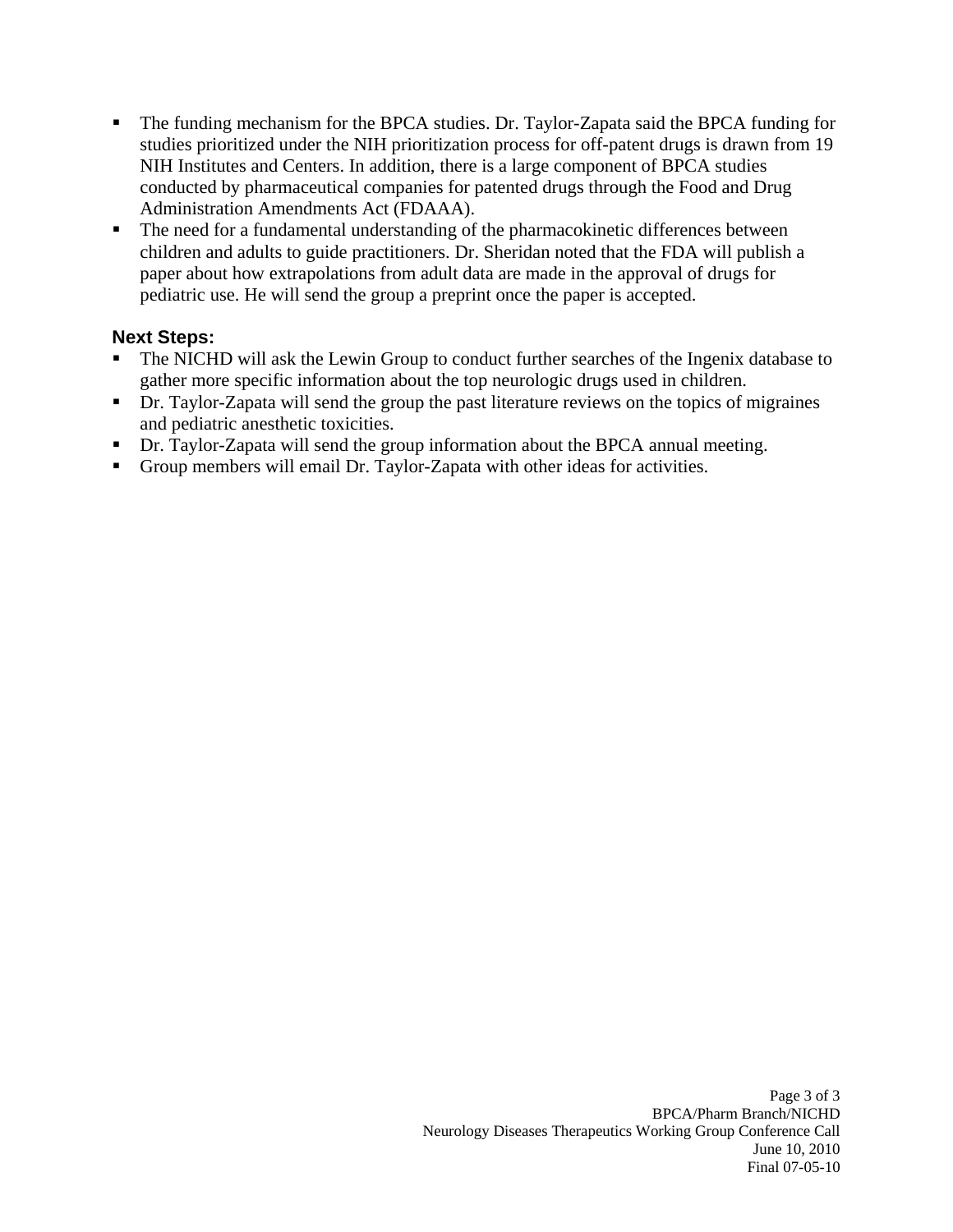- The funding mechanism for the BPCA studies. Dr. Taylor-Zapata said the BPCA funding for studies prioritized under the NIH prioritization process for off-patent drugs is drawn from 19 NIH Institutes and Centers. In addition, there is a large component of BPCA studies conducted by pharmaceutical companies for patented drugs through the Food and Drug Administration Amendments Act (FDAAA).
- The need for a fundamental understanding of the pharmacokinetic differences between children and adults to guide practitioners. Dr. Sheridan noted that the FDA will publish a paper about how extrapolations from adult data are made in the approval of drugs for pediatric use. He will send the group a preprint once the paper is accepted.

**Next Steps:**

- The NICHD will ask the Lewin Group to conduct further searches of the Ingenix database to gather more specific information about the top neurologic drugs used in children.
- Dr. Taylor-Zapata will send the group the past literature reviews on the topics of migraines and pediatric anesthetic toxicities.
- Dr. Taylor-Zapata will send the group information about the BPCA annual meeting.
- Group members will email Dr. Taylor-Zapata with other ideas for activities.